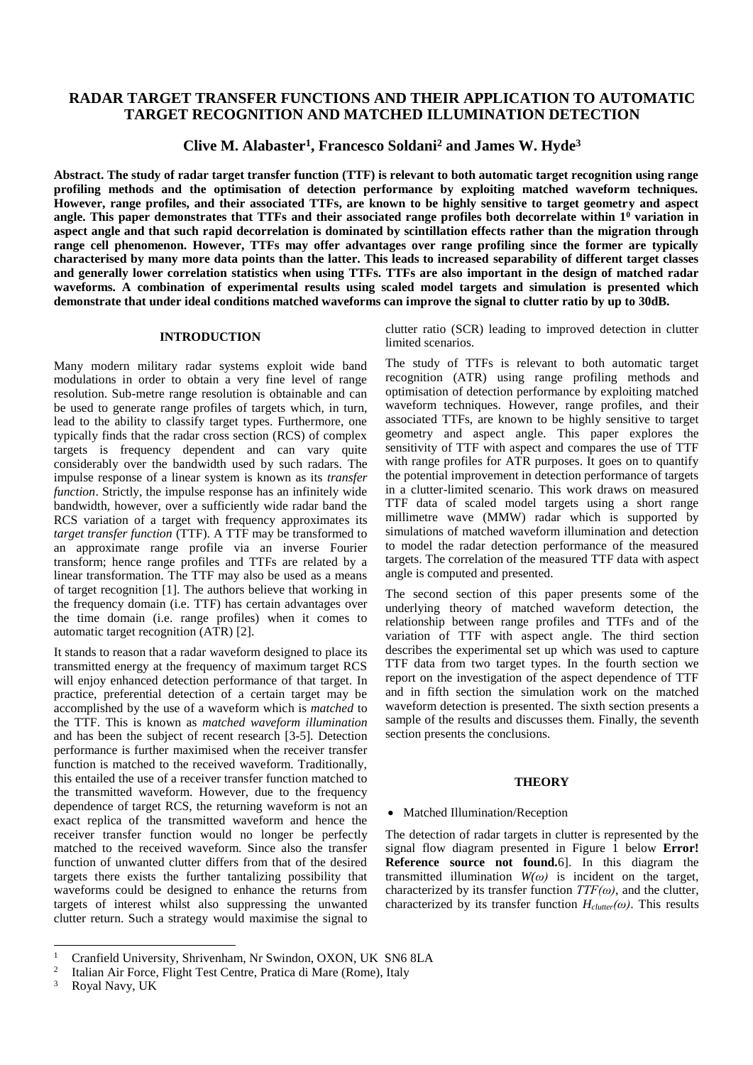# RADAR TARGET TRANSFER FUNCTIONS AND THEIR APPLICATION TO AUTOMATIC TARGET RECOGNITION AND MATCHED ILLUMINATION DETECTION

**Clive M. Alabaster[1], Francesco Soldani[2] and James W. Hyde[3]**

**Abstract. The study of radar target transfer function (TTF) is relevant to both automatic target recognition using range profiling methods and the optimisation of detection performance by exploiting matched waveform techniques. However, range profiles, and their associated TTFs, are known to be highly sensitive to target geometry and aspect angle. This paper demonstrates that TTFs and their associated range profiles both decorrelate within $1^0$ variation in aspect angle and that such rapid decorrelation is dominated by scintillation effects rather than the migration through range cell phenomenon. However, TTFs may offer advantages over range profiling since the former are typically characterised by many more data points than the latter. This leads to increased separability of different target classes and generally lower correlation statistics when using TTFs. TTFs are also important in the design of matched radar waveforms. A combination of experimental results using scaled model targets and simulation is presented which demonstrate that under ideal conditions matched waveforms can improve the signal to clutter ratio by up to 30dB.**

## INTRODUCTION

Many modern military radar systems exploit wide band modulations in order to obtain a very fine level of range resolution. Sub-metre range resolution is obtainable and can be used to generate range profiles of targets which, in turn, lead to the ability to classify target types. Furthermore, one typically finds that the radar cross section (RCS) of complex targets is frequency dependent and can vary quite considerably over the bandwidth used by such radars. The impulse response of a linear system is known as its *transfer function*. Strictly, the impulse response has an infinitely wide bandwidth, however, over a sufficiently wide radar band the RCS variation of a target with frequency approximates its *target transfer function* (TTF). A TTF may be transformed to an approximate range profile via an inverse Fourier transform; hence range profiles and TTFs are related by a linear transformation. The TTF may also be used as a means of target recognition [1]. The authors believe that working in the frequency domain (i.e. TTF) has certain advantages over the time domain (i.e. range profiles) when it comes to automatic target recognition (ATR) [2].

It stands to reason that a radar waveform designed to place its transmitted energy at the frequency of maximum target RCS will enjoy enhanced detection performance of that target. In practice, preferential detection of a certain target may be accomplished by the use of a waveform which is *matched* to the TTF. This is known as *matched waveform illumination* and has been the subject of recent research [3-5]. Detection performance is further maximised when the receiver transfer function is matched to the received waveform. Traditionally, this entailed the use of a receiver transfer function matched to the transmitted waveform. However, due to the frequency dependence of target RCS, the returning waveform is not an exact replica of the transmitted waveform and hence the receiver transfer function would no longer be perfectly matched to the received waveform. Since also the transfer function of unwanted clutter differs from that of the desired targets there exists the further tantalizing possibility that waveforms could be designed to enhance the returns from targets of interest whilst also suppressing the unwanted clutter return. Such a strategy would maximise the signal to clutter ratio (SCR) leading to improved detection in clutter limited scenarios.

The study of TTFs is relevant to both automatic target recognition (ATR) using range profiling methods and optimisation of detection performance by exploiting matched waveform techniques. However, range profiles, and their associated TTFs, are known to be highly sensitive to target geometry and aspect angle. This paper explores the sensitivity of TTF with aspect and compares the use of TTF with range profiles for ATR purposes. It goes on to quantify the potential improvement in detection performance of targets in a clutter-limited scenario. This work draws on measured TTF data of scaled model targets using a short range millimetre wave (MMW) radar which is supported by simulations of matched waveform illumination and detection to model the radar detection performance of the measured targets. The correlation of the measured TTF data with aspect angle is computed and presented.

The second section of this paper presents some of the underlying theory of matched waveform detection, the relationship between range profiles and TTFs and of the variation of TTF with aspect angle. The third section describes the experimental set up which was used to capture TTF data from two target types. In the fourth section we report on the investigation of the aspect dependence of TTF and in fifth section the simulation work on the matched waveform detection is presented. The sixth section presents a sample of the results and discusses them. Finally, the seventh section presents the conclusions.

## THEORY

- Matched Illumination/Reception

The detection of radar targets in clutter is represented by the signal flow diagram presented in Figure 1 below **Error! Reference source not found.**6]. In this diagram the transmitted illumination $W(\omega)$ is incident on the target, characterized by its transfer function $TTF(\omega)$, and the clutter, characterized by its transfer function $H_{clutter}(\omega)$. This results

---

[1] Cranfield University, Shrivenham, Nr Swindon, OXON, UK SN6 8LA

[2] Italian Air Force, Flight Test Centre, Pratica di Mare (Rome), Italy

[3] Royal Navy, UK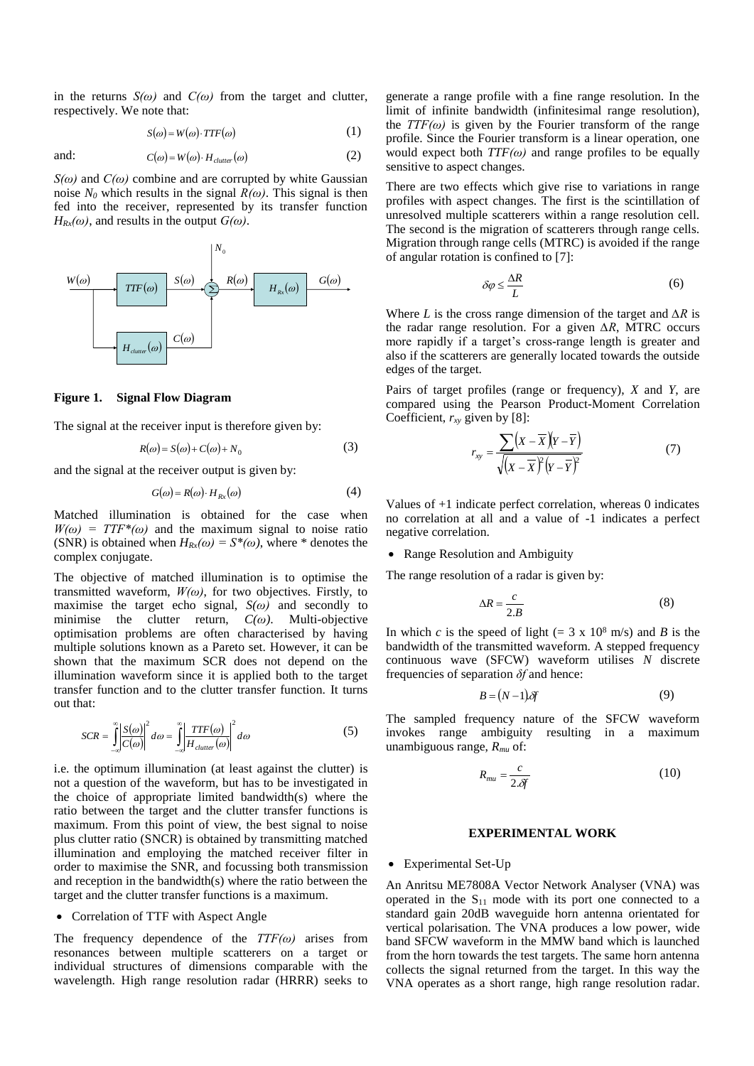in the returns $S(\omega)$ and $C(\omega)$ from the target and clutter, respectively. We note that:

$$S(\omega) = W(\omega) \cdot TTF(\omega) \tag{1}$$

and:

$$C(\omega) = W(\omega) \cdot H_{clutter}(\omega) \tag{2}$$

$S(\omega)$ and $C(\omega)$ combine and are corrupted by white Gaussian noise $N_0$ which results in the signal $R(\omega)$. This signal is then fed into the receiver, represented by its transfer function $H_{Rx}(\omega)$, and results in the output $G(\omega)$.

**Figure 1. Signal Flow Diagram**

The signal at the receiver input is therefore given by:

$$R(\omega) = S(\omega) + C(\omega) + N_0 \tag{3}$$

and the signal at the receiver output is given by:

$$G(\omega) = R(\omega) \cdot H_{Rx}(\omega) \tag{4}$$

Matched illumination is obtained for the case when $W(\omega) = TTF^*(\omega)$ and the maximum signal to noise ratio (SNR) is obtained when $H_{Rx}(\omega) = S^*(\omega)$, where * denotes the complex conjugate.

The objective of matched illumination is to optimise the transmitted waveform, $W(\omega)$, for two objectives. Firstly, to maximise the target echo signal, $S(\omega)$ and secondly to minimise the clutter return, $C(\omega)$. Multi-objective optimisation problems are often characterised by having multiple solutions known as a Pareto set. However, it can be shown that the maximum SCR does not depend on the illumination waveform since it is applied both to the target transfer function and to the clutter transfer function. It turns out that:

$$SCR = \int_{-\infty}^{\infty} \left| \frac{S(\omega)}{C(\omega)} \right|^2 d\omega = \int_{-\infty}^{\infty} \left| \frac{TTF(\omega)}{H_{clutter}(\omega)} \right|^2 d\omega \tag{5}$$

i.e. the optimum illumination (at least against the clutter) is not a question of the waveform, but has to be investigated in the choice of appropriate limited bandwidth(s) where the ratio between the target and the clutter transfer functions is maximum. From this point of view, the best signal to noise plus clutter ratio (SNCR) is obtained by transmitting matched illumination and employing the matched receiver filter in order to maximise the SNR, and focussing both transmission and reception in the bandwidth(s) where the ratio between the target and the clutter transfer functions is a maximum.

- Correlation of TTF with Aspect Angle

The frequency dependence of the $TTF(\omega)$ arises from resonances between multiple scatterers on a target or individual structures of dimensions comparable with the wavelength. High range resolution radar (HRRR) seeks to generate a range profile with a fine range resolution. In the limit of infinite bandwidth (infinitesimal range resolution), the $TTF(\omega)$ is given by the Fourier transform of the range profile. Since the Fourier transform is a linear operation, one would expect both $TTF(\omega)$ and range profiles to be equally sensitive to aspect changes.

There are two effects which give rise to variations in range profiles with aspect changes. The first is the scintillation of unresolved multiple scatterers within a range resolution cell. The second is the migration of scatterers through range cells. Migration through range cells (MTRC) is avoided if the range of angular rotation is confined to [7]:

$$\delta\varphi \leq \frac{\Delta R}{L} \tag{6}$$

Where $L$ is the cross range dimension of the target and $\Delta R$ is the radar range resolution. For a given $\Delta R$, MTRC occurs more rapidly if a target's cross-range length is greater and also if the scatterers are generally located towards the outside edges of the target.

Pairs of target profiles (range or frequency), $X$ and $Y$, are compared using the Pearson Product-Moment Correlation Coefficient, $r_{xy}$ given by [8]:

$$r_{xy} = \frac{\sum (X - \overline{X})(Y - \overline{Y})}{\sqrt{(X - \overline{X})^2 (Y - \overline{Y})^2}} \tag{7}$$

Values of +1 indicate perfect correlation, whereas 0 indicates no correlation at all and a value of -1 indicates a perfect negative correlation.

- Range Resolution and Ambiguity

The range resolution of a radar is given by:

$$\Delta R = \frac{c}{2.B} \tag{8}$$

In which $c$ is the speed of light (= $3 \times 10^8$ m/s) and $B$ is the bandwidth of the transmitted waveform. A stepped frequency continuous wave (SFCW) waveform utilises $N$ discrete frequencies of separation $\delta f$ and hence:

$$B = (N - 1)\delta f \tag{9}$$

The sampled frequency nature of the SFCW waveform invokes range ambiguity resulting in a maximum unambiguous range, $R_{mu}$ of:

$$R_{mu} = \frac{c}{2.\delta f} \tag{10}$$

## EXPERIMENTAL WORK

- Experimental Set-Up

An Anritsu ME7808A Vector Network Analyser (VNA) was operated in the $S_{11}$ mode with its port one connected to a standard gain 20dB waveguide horn antenna orientated for vertical polarisation. The VNA produces a low power, wide band SFCW waveform in the MMW band which is launched from the horn towards the test targets. The same horn antenna collects the signal returned from the target. In this way the VNA operates as a short range, high range resolution radar.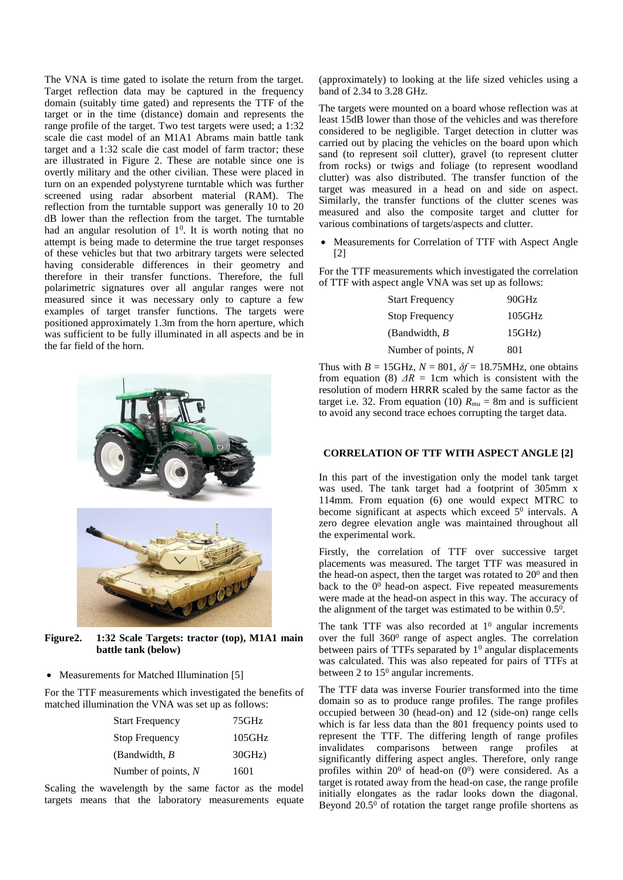The VNA is time gated to isolate the return from the target. Target reflection data may be captured in the frequency domain (suitably time gated) and represents the TTF of the target or in the time (distance) domain and represents the range profile of the target. Two test targets were used; a 1:32 scale die cast model of an M1A1 Abrams main battle tank target and a 1:32 scale die cast model of farm tractor; these are illustrated in Figure 2. These are notable since one is overtly military and the other civilian. These were placed in turn on an expended polystyrene turntable which was further screened using radar absorbent material (RAM). The reflection from the turntable support was generally 10 to 20 dB lower than the reflection from the target. The turntable had an angular resolution of $1^0$. It is worth noting that no attempt is being made to determine the true target responses of these vehicles but that two arbitrary targets were selected having considerable differences in their geometry and therefore in their transfer functions. Therefore, the full polarimetric signatures over all angular ranges were not measured since it was necessary only to capture a few examples of target transfer functions. The targets were positioned approximately 1.3m from the horn aperture, which was sufficient to be fully illuminated in all aspects and be in the far field of the horn.

**Figure2. 1:32 Scale Targets: tractor (top), M1A1 main battle tank (below)**

- Measurements for Matched Illumination [5]

For the TTF measurements which investigated the benefits of matched illumination the VNA was set up as follows:

| | |
|---|---|
| Start Frequency | 75GHz |
| Stop Frequency | 105GHz |
| (Bandwidth, $B$ | 30GHz) |
| Number of points, $N$ | 1601 |

Scaling the wavelength by the same factor as the model targets means that the laboratory measurements equate (approximately) to looking at the life sized vehicles using a band of 2.34 to 3.28 GHz.

The targets were mounted on a board whose reflection was at least 15dB lower than those of the vehicles and was therefore considered to be negligible. Target detection in clutter was carried out by placing the vehicles on the board upon which sand (to represent soil clutter), gravel (to represent clutter from rocks) or twigs and foliage (to represent woodland clutter) was also distributed. The transfer function of the target was measured in a head on and side on aspect. Similarly, the transfer functions of the clutter scenes was measured and also the composite target and clutter for various combinations of targets/aspects and clutter.

- Measurements for Correlation of TTF with Aspect Angle [2]

For the TTF measurements which investigated the correlation of TTF with aspect angle VNA was set up as follows:

| | |
|---|---|
| Start Frequency | 90GHz |
| Stop Frequency | 105GHz |
| (Bandwidth, $B$ | 15GHz) |
| Number of points, $N$ | 801 |

Thus with $B$ = 15GHz, $N$ = 801, $\delta f$ = 18.75MHz, one obtains from equation (8) $\Delta R$ = 1cm which is consistent with the resolution of modern HRRR scaled by the same factor as the target i.e. 32. From equation (10) $R_{mu}$ = 8m and is sufficient to avoid any second trace echoes corrupting the target data.

## CORRELATION OF TTF WITH ASPECT ANGLE [2]

In this part of the investigation only the model tank target was used. The tank target had a footprint of 305mm x 114mm. From equation (6) one would expect MTRC to become significant at aspects which exceed $5^0$ intervals. A zero degree elevation angle was maintained throughout all the experimental work.

Firstly, the correlation of TTF over successive target placements was measured. The target TTF was measured in the head-on aspect, then the target was rotated to $20^0$ and then back to the $0^0$ head-on aspect. Five repeated measurements were made at the head-on aspect in this way. The accuracy of the alignment of the target was estimated to be within $0.5^0$.

The tank TTF was also recorded at $1^0$ angular increments over the full $360^0$ range of aspect angles. The correlation between pairs of TTFs separated by $1^0$ angular displacements was calculated. This was also repeated for pairs of TTFs at between 2 to $15^0$ angular increments.

The TTF data was inverse Fourier transformed into the time domain so as to produce range profiles. The range profiles occupied between 30 (head-on) and 12 (side-on) range cells which is far less data than the 801 frequency points used to represent the TTF. The differing length of range profiles invalidates comparisons between range profiles at significantly differing aspect angles. Therefore, only range profiles within $20^0$ of head-on ($0^0$) were considered. As a target is rotated away from the head-on case, the range profile initially elongates as the radar looks down the diagonal. Beyond $20.5^0$ of rotation the target range profile shortens as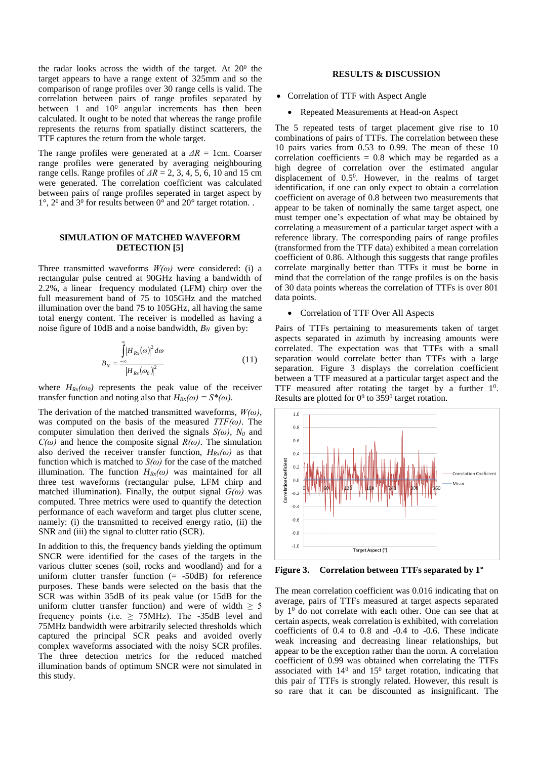the radar looks across the width of the target. At $20^0$ the target appears to have a range extent of 325mm and so the comparison of range profiles over 30 range cells is valid. The correlation between pairs of range profiles separated by between 1 and $10^0$ angular increments has then been calculated. It ought to be noted that whereas the range profile represents the returns from spatially distinct scatterers, the TTF captures the return from the whole target.

The range profiles were generated at a $\Delta R$ = 1cm. Coarser range profiles were generated by averaging neighbouring range cells. Range profiles of $\Delta R$ = 2, 3, 4, 5, 6, 10 and 15 cm were generated. The correlation coefficient was calculated between pairs of range profiles seperated in target aspect by 1°, $2^0$ and $3^0$ for results between 0° and 20° target rotation. .

## SIMULATION OF MATCHED WAVEFORM DETECTION [5]

Three transmitted waveforms $W(\omega)$ were considered: (i) a rectangular pulse centred at 90GHz having a bandwidth of 2.2%, a linear frequency modulated (LFM) chirp over the full measurement band of 75 to 105GHz and the matched illumination over the band 75 to 105GHz, all having the same total energy content. The receiver is modelled as having a noise figure of 10dB and a noise bandwidth, $B_N$ given by:

$$B_N = \frac{\int_{-\infty}^{\infty} |H_{Rx}(\omega)|^2 d\omega}{|H_{Rx}(\omega_0)|^2} \quad (11)$$

where $H_{Rx}(\omega_0)$ represents the peak value of the receiver transfer function and noting also that $H_{Rx}(\omega) = S^*(\omega)$.

The derivation of the matched transmitted waveforms, $W(\omega)$, was computed on the basis of the measured $TTF(\omega)$. The computer simulation then derived the signals $S(\omega)$, $N_0$ and $C(\omega)$ and hence the composite signal $R(\omega)$. The simulation also derived the receiver transfer function, $H_{Rx}(\omega)$ as that function which is matched to $S(\omega)$ for the case of the matched illumination. The function $H_{Rx}(\omega)$ was maintained for all three test waveforms (rectangular pulse, LFM chirp and matched illumination). Finally, the output signal $G(\omega)$ was computed. Three metrics were used to quantify the detection performance of each waveform and target plus clutter scene, namely: (i) the transmitted to received energy ratio, (ii) the SNR and (iii) the signal to clutter ratio (SCR).

In addition to this, the frequency bands yielding the optimum SNCR were identified for the cases of the targets in the various clutter scenes (soil, rocks and woodland) and for a uniform clutter transfer function (= -50dB) for reference purposes. These bands were selected on the basis that the SCR was within 35dB of its peak value (or 15dB for the uniform clutter transfer function) and were of width ≥ 5 frequency points (i.e. ≥ 75MHz). The -35dB level and 75MHz bandwidth were arbitrarily selected thresholds which captured the principal SCR peaks and avoided overly complex waveforms associated with the noisy SCR profiles. The three detection metrics for the reduced matched illumination bands of optimum SNCR were not simulated in this study.

## RESULTS & DISCUSSION

- Correlation of TTF with Aspect Angle
  - Repeated Measurements at Head-on Aspect

The 5 repeated tests of target placement give rise to 10 combinations of pairs of TTFs. The correlation between these 10 pairs varies from 0.53 to 0.99. The mean of these 10 correlation coefficients = 0.8 which may be regarded as a high degree of correlation over the estimated angular displacement of $0.5^0$. However, in the realms of target identification, if one can only expect to obtain a correlation coefficient on average of 0.8 between two measurements that appear to be taken of nominally the same target aspect, one must temper one's expectation of what may be obtained by correlating a measurement of a particular target aspect with a reference library. The corresponding pairs of range profiles (transformed from the TTF data) exhibited a mean correlation coefficient of 0.86. Although this suggests that range profiles correlate marginally better than TTFs it must be borne in mind that the correlation of the range profiles is on the basis of 30 data points whereas the correlation of TTFs is over 801 data points.

  - Correlation of TTF Over All Aspects

Pairs of TTFs pertaining to measurements taken of target aspects separated in azimuth by increasing amounts were correlated. The expectation was that TTFs with a small separation would correlate better than TTFs with a large separation. Figure 3 displays the correlation coefficient between a TTF measured at a particular target aspect and the TTF measured after rotating the target by a further $1^0$. Results are plotted for $0^0$ to $359^0$ target rotation.

**Figure 3. Correlation between TTFs separated by 1°**

The mean correlation coefficient was 0.016 indicating that on average, pairs of TTFs measured at target aspects separated by $1^0$ do not correlate with each other. One can see that at certain aspects, weak correlation is exhibited, with correlation coefficients of 0.4 to 0.8 and -0.4 to -0.6. These indicate weak increasing and decreasing linear relationships, but appear to be the exception rather than the norm. A correlation coefficient of 0.99 was obtained when correlating the TTFs associated with $14^0$ and $15^0$ target rotation, indicating that this pair of TTFs is strongly related. However, this result is so rare that it can be discounted as insignificant. The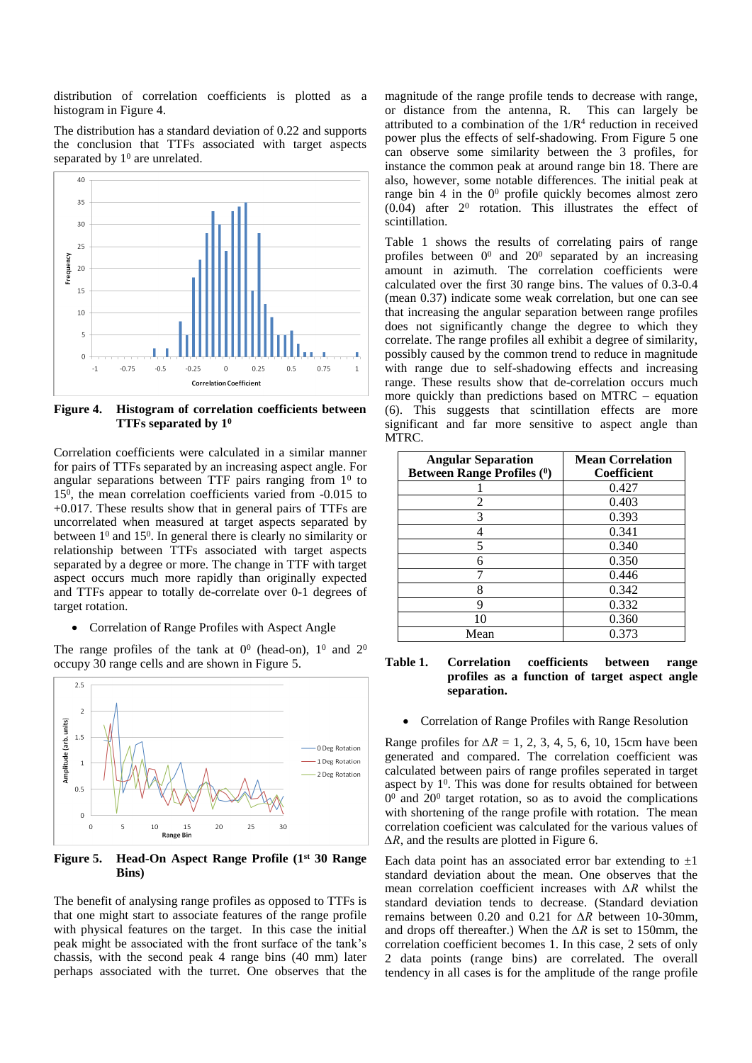distribution of correlation coefficients is plotted as a histogram in Figure 4.

The distribution has a standard deviation of 0.22 and supports the conclusion that TTFs associated with target aspects separated by $1^0$ are unrelated.

**Figure 4. Histogram of correlation coefficients between TTFs separated by $1^0$**

Correlation coefficients were calculated in a similar manner for pairs of TTFs separated by an increasing aspect angle. For angular separations between TTF pairs ranging from $1^0$ to $15^0$, the mean correlation coefficients varied from -0.015 to +0.017. These results show that in general pairs of TTFs are uncorrelated when measured at target aspects separated by between $1^0$ and $15^0$. In general there is clearly no similarity or relationship between TTFs associated with target aspects separated by a degree or more. The change in TTF with target aspect occurs much more rapidly than originally expected and TTFs appear to totally de-correlate over 0-1 degrees of target rotation.

- Correlation of Range Profiles with Aspect Angle

The range profiles of the tank at $0^0$ (head-on), $1^0$ and $2^0$ occupy 30 range cells and are shown in Figure 5.

**Figure 5. Head-On Aspect Range Profile (1st 30 Range Bins)**

The benefit of analysing range profiles as opposed to TTFs is that one might start to associate features of the range profile with physical features on the target. In this case the initial peak might be associated with the front surface of the tank's chassis, with the second peak 4 range bins (40 mm) later perhaps associated with the turret. One observes that the magnitude of the range profile tends to decrease with range, or distance from the antenna, R. This can largely be attributed to a combination of the $1/R^4$ reduction in received power plus the effects of self-shadowing. From Figure 5 one can observe some similarity between the 3 profiles, for instance the common peak at around range bin 18. There are also, however, some notable differences. The initial peak at range bin 4 in the $0^0$ profile quickly becomes almost zero (0.04) after $2^0$ rotation. This illustrates the effect of scintillation.

Table 1 shows the results of correlating pairs of range profiles between $0^0$ and $20^0$ separated by an increasing amount in azimuth. The correlation coefficients were calculated over the first 30 range bins. The values of 0.3-0.4 (mean 0.37) indicate some weak correlation, but one can see that increasing the angular separation between range profiles does not significantly change the degree to which they correlate. The range profiles all exhibit a degree of similarity, possibly caused by the common trend to reduce in magnitude with range due to self-shadowing effects and increasing range. These results show that de-correlation occurs much more quickly than predictions based on MTRC – equation (6). This suggests that scintillation effects are more significant and far more sensitive to aspect angle than MTRC.

| Angular Separation Between Range Profiles ($^0$) | Mean Correlation Coefficient |
|---|---|
| 1 | 0.427 |
| 2 | 0.403 |
| 3 | 0.393 |
| 4 | 0.341 |
| 5 | 0.340 |
| 6 | 0.350 |
| 7 | 0.446 |
| 8 | 0.342 |
| 9 | 0.332 |
| 10 | 0.360 |
| Mean | 0.373 |

**Table 1. Correlation coefficients between range profiles as a function of target aspect angle separation.**

- Correlation of Range Profiles with Range Resolution

Range profiles for $\Delta R$ = 1, 2, 3, 4, 5, 6, 10, 15cm have been generated and compared. The correlation coefficient was calculated between pairs of range profiles seperated in target aspect by $1^0$. This was done for results obtained for between $0^0$ and $20^0$ target rotation, so as to avoid the complications with shortening of the range profile with rotation. The mean correlation coeficient was calculated for the various values of $\Delta R$, and the results are plotted in Figure 6.

Each data point has an associated error bar extending to ±1 standard deviation about the mean. One observes that the mean correlation coefficient increases with $\Delta R$ whilst the standard deviation tends to decrease. (Standard deviation remains between 0.20 and 0.21 for $\Delta R$ between 10-30mm, and drops off thereafter.) When the $\Delta R$ is set to 150mm, the correlation coefficient becomes 1. In this case, 2 sets of only 2 data points (range bins) are correlated. The overall tendency in all cases is for the amplitude of the range profile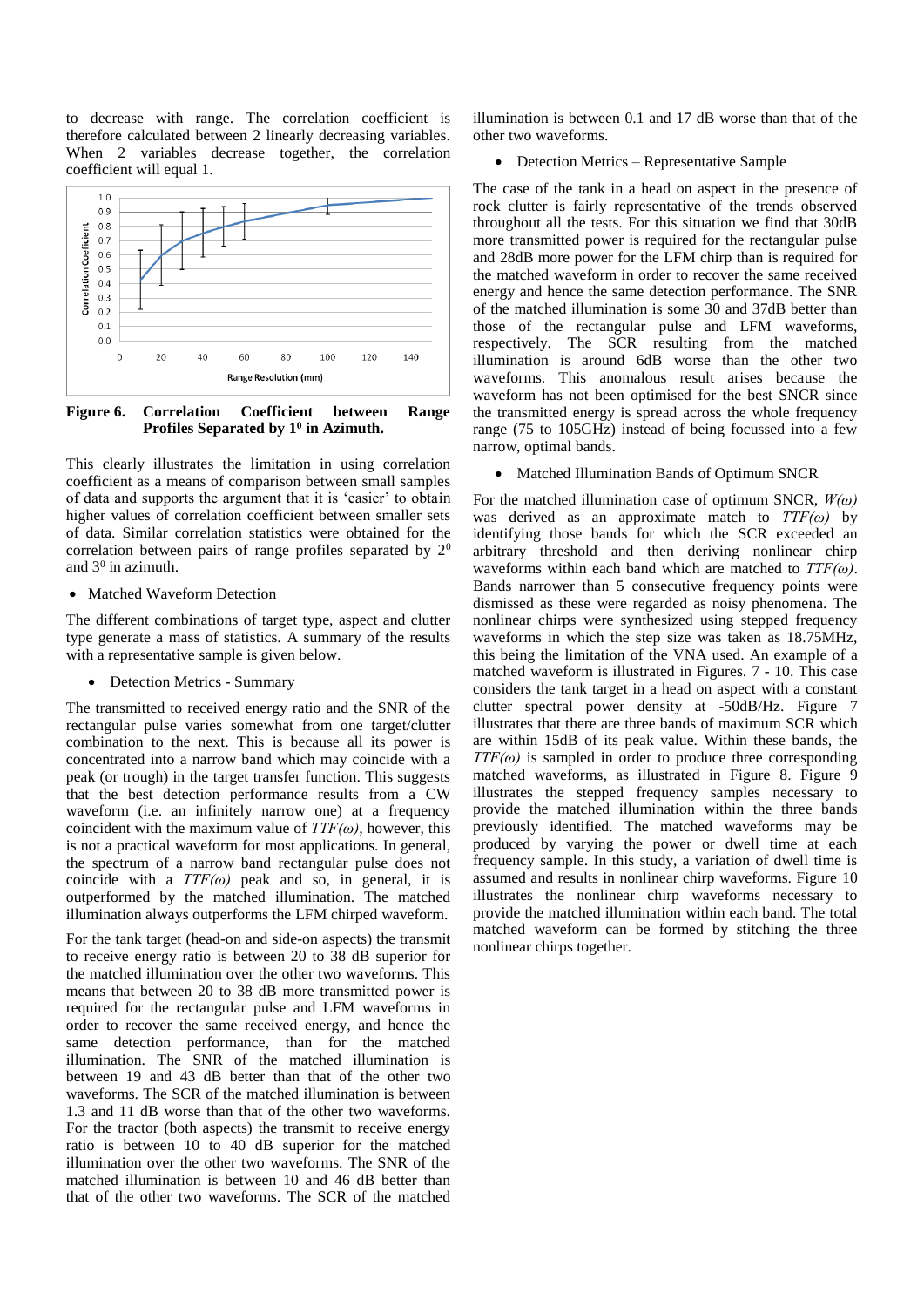to decrease with range. The correlation coefficient is therefore calculated between 2 linearly decreasing variables. When 2 variables decrease together, the correlation coefficient will equal 1.

**Figure 6. Correlation Coefficient between Range Profiles Separated by $1^0$ in Azimuth.**

This clearly illustrates the limitation in using correlation coefficient as a means of comparison between small samples of data and supports the argument that it is 'easier' to obtain higher values of correlation coefficient between smaller sets of data. Similar correlation statistics were obtained for the correlation between pairs of range profiles separated by $2^0$ and $3^0$ in azimuth.

- Matched Waveform Detection

The different combinations of target type, aspect and clutter type generate a mass of statistics. A summary of the results with a representative sample is given below.

- Detection Metrics - Summary

The transmitted to received energy ratio and the SNR of the rectangular pulse varies somewhat from one target/clutter combination to the next. This is because all its power is concentrated into a narrow band which may coincide with a peak (or trough) in the target transfer function. This suggests that the best detection performance results from a CW waveform (i.e. an infinitely narrow one) at a frequency coincident with the maximum value of *TTF(ω)*, however, this is not a practical waveform for most applications. In general, the spectrum of a narrow band rectangular pulse does not coincide with a *TTF(ω)* peak and so, in general, it is outperformed by the matched illumination. The matched illumination always outperforms the LFM chirped waveform.

For the tank target (head-on and side-on aspects) the transmit to receive energy ratio is between 20 to 38 dB superior for the matched illumination over the other two waveforms. This means that between 20 to 38 dB more transmitted power is required for the rectangular pulse and LFM waveforms in order to recover the same received energy, and hence the same detection performance, than for the matched illumination. The SNR of the matched illumination is between 19 and 43 dB better than that of the other two waveforms. The SCR of the matched illumination is between 1.3 and 11 dB worse than that of the other two waveforms. For the tractor (both aspects) the transmit to receive energy ratio is between 10 to 40 dB superior for the matched illumination over the other two waveforms. The SNR of the matched illumination is between 10 and 46 dB better than that of the other two waveforms. The SCR of the matched illumination is between 0.1 and 17 dB worse than that of the other two waveforms.

- Detection Metrics – Representative Sample

The case of the tank in a head on aspect in the presence of rock clutter is fairly representative of the trends observed throughout all the tests. For this situation we find that 30dB more transmitted power is required for the rectangular pulse and 28dB more power for the LFM chirp than is required for the matched waveform in order to recover the same received energy and hence the same detection performance. The SNR of the matched illumination is some 30 and 37dB better than those of the rectangular pulse and LFM waveforms, respectively. The SCR resulting from the matched illumination is around 6dB worse than the other two waveforms. This anomalous result arises because the waveform has not been optimised for the best SNCR since the transmitted energy is spread across the whole frequency range (75 to 105GHz) instead of being focussed into a few narrow, optimal bands.

- Matched Illumination Bands of Optimum SNCR

For the matched illumination case of optimum SNCR, *W(ω)* was derived as an approximate match to *TTF(ω)* by identifying those bands for which the SCR exceeded an arbitrary threshold and then deriving nonlinear chirp waveforms within each band which are matched to *TTF(ω)*. Bands narrower than 5 consecutive frequency points were dismissed as these were regarded as noisy phenomena. The nonlinear chirps were synthesized using stepped frequency waveforms in which the step size was taken as 18.75MHz, this being the limitation of the VNA used. An example of a matched waveform is illustrated in Figures. 7 - 10. This case considers the tank target in a head on aspect with a constant clutter spectral power density at -50dB/Hz. Figure 7 illustrates that there are three bands of maximum SCR which are within 15dB of its peak value. Within these bands, the *TTF(ω)* is sampled in order to produce three corresponding matched waveforms, as illustrated in Figure 8. Figure 9 illustrates the stepped frequency samples necessary to provide the matched illumination within the three bands previously identified. The matched waveforms may be produced by varying the power or dwell time at each frequency sample. In this study, a variation of dwell time is assumed and results in nonlinear chirp waveforms. Figure 10 illustrates the nonlinear chirp waveforms necessary to provide the matched illumination within each band. The total matched waveform can be formed by stitching the three nonlinear chirps together.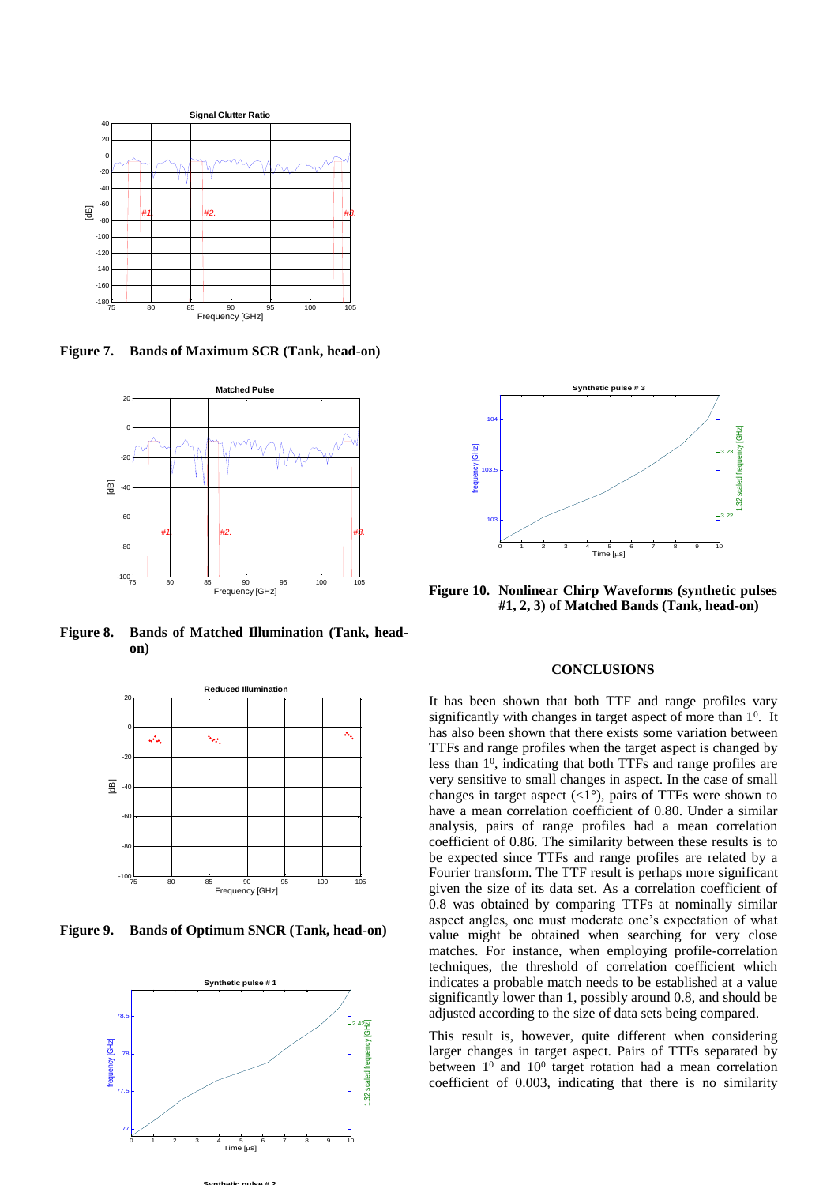**Figure 7. Bands of Maximum SCR (Tank, head-on)**

**Figure 8. Bands of Matched Illumination (Tank, head-on)**

**Figure 9. Bands of Optimum SNCR (Tank, head-on)**

**Figure 10. Nonlinear Chirp Waveforms (synthetic pulses #1, 2, 3) of Matched Bands (Tank, head-on)**

## CONCLUSIONS

It has been shown that both TTF and range profiles vary significantly with changes in target aspect of more than $1^0$. It has also been shown that there exists some variation between TTFs and range profiles when the target aspect is changed by less than $1^0$, indicating that both TTFs and range profiles are very sensitive to small changes in aspect. In the case of small changes in target aspect (<1°), pairs of TTFs were shown to have a mean correlation coefficient of 0.80. Under a similar analysis, pairs of range profiles had a mean correlation coefficient of 0.86. The similarity between these results is to be expected since TTFs and range profiles are related by a Fourier transform. The TTF result is perhaps more significant given the size of its data set. As a correlation coefficient of 0.8 was obtained by comparing TTFs at nominally similar aspect angles, one must moderate one's expectation of what value might be obtained when searching for very close matches. For instance, when employing profile-correlation techniques, the threshold of correlation coefficient which indicates a probable match needs to be established at a value significantly lower than 1, possibly around 0.8, and should be adjusted according to the size of data sets being compared.

This result is, however, quite different when considering larger changes in target aspect. Pairs of TTFs separated by between $1^0$ and $10^0$ target rotation had a mean correlation coefficient of 0.003, indicating that there is no similarity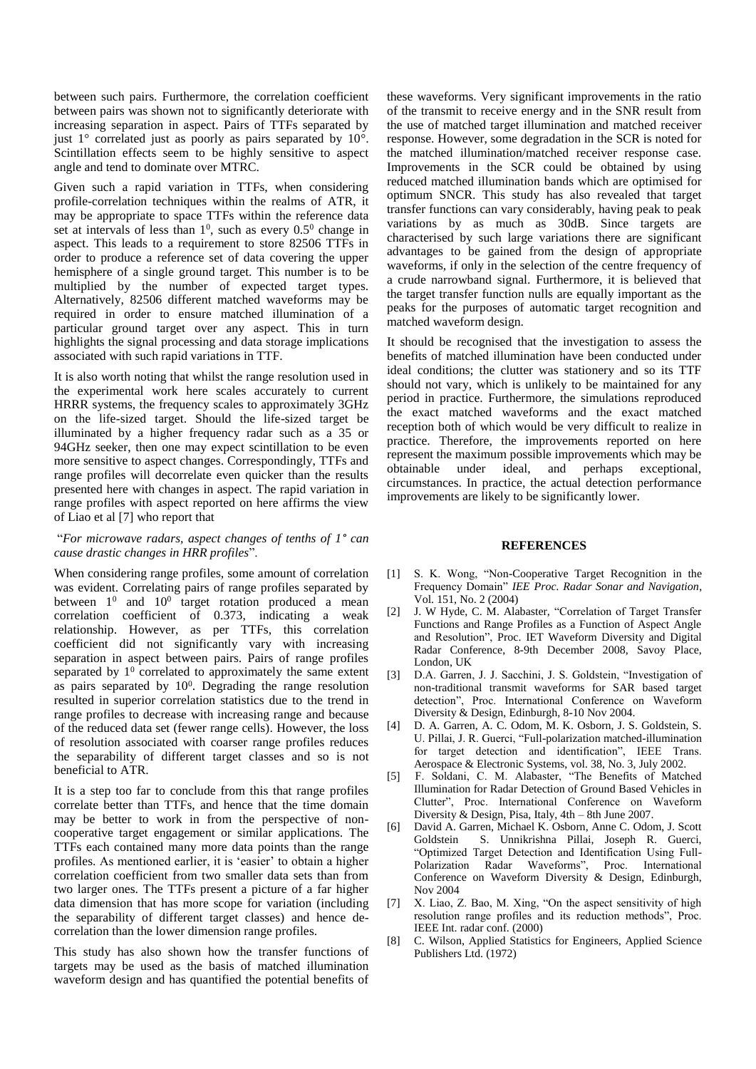between such pairs. Furthermore, the correlation coefficient between pairs was shown not to significantly deteriorate with increasing separation in aspect. Pairs of TTFs separated by just 1° correlated just as poorly as pairs separated by 10°. Scintillation effects seem to be highly sensitive to aspect angle and tend to dominate over MTRC.

Given such a rapid variation in TTFs, when considering profile-correlation techniques within the realms of ATR, it may be appropriate to space TTFs within the reference data set at intervals of less than $1^0$, such as every $0.5^0$ change in aspect. This leads to a requirement to store 82506 TTFs in order to produce a reference set of data covering the upper hemisphere of a single ground target. This number is to be multiplied by the number of expected target types. Alternatively, 82506 different matched waveforms may be required in order to ensure matched illumination of a particular ground target over any aspect. This in turn highlights the signal processing and data storage implications associated with such rapid variations in TTF.

It is also worth noting that whilst the range resolution used in the experimental work here scales accurately to current HRRR systems, the frequency scales to approximately 3GHz on the life-sized target. Should the life-sized target be illuminated by a higher frequency radar such as a 35 or 94GHz seeker, then one may expect scintillation to be even more sensitive to aspect changes. Correspondingly, TTFs and range profiles will decorrelate even quicker than the results presented here with changes in aspect. The rapid variation in range profiles with aspect reported on here affirms the view of Liao et al [7] who report that

"*For microwave radars, aspect changes of tenths of 1° can cause drastic changes in HRR profiles*".

When considering range profiles, some amount of correlation was evident. Correlating pairs of range profiles separated by between $1^0$ and $10^0$ target rotation produced a mean correlation coefficient of 0.373, indicating a weak relationship. However, as per TTFs, this correlation coefficient did not significantly vary with increasing separation in aspect between pairs. Pairs of range profiles separated by $1^0$ correlated to approximately the same extent as pairs separated by $10^0$. Degrading the range resolution resulted in superior correlation statistics due to the trend in range profiles to decrease with increasing range and because of the reduced data set (fewer range cells). However, the loss of resolution associated with coarser range profiles reduces the separability of different target classes and so is not beneficial to ATR.

It is a step too far to conclude from this that range profiles correlate better than TTFs, and hence that the time domain may be better to work in from the perspective of non-cooperative target engagement or similar applications. The TTFs each contained many more data points than the range profiles. As mentioned earlier, it is 'easier' to obtain a higher correlation coefficient from two smaller data sets than from two larger ones. The TTFs present a picture of a far higher data dimension that has more scope for variation (including the separability of different target classes) and hence de-correlation than the lower dimension range profiles.

This study has also shown how the transfer functions of targets may be used as the basis of matched illumination waveform design and has quantified the potential benefits of these waveforms. Very significant improvements in the ratio of the transmit to receive energy and in the SNR result from the use of matched target illumination and matched receiver response. However, some degradation in the SCR is noted for the matched illumination/matched receiver response case. Improvements in the SCR could be obtained by using reduced matched illumination bands which are optimised for optimum SNCR. This study has also revealed that target transfer functions can vary considerably, having peak to peak variations by as much as 30dB. Since targets are characterised by such large variations there are significant advantages to be gained from the design of appropriate waveforms, if only in the selection of the centre frequency of a crude narrowband signal. Furthermore, it is believed that the target transfer function nulls are equally important as the peaks for the purposes of automatic target recognition and matched waveform design.

It should be recognised that the investigation to assess the benefits of matched illumination have been conducted under ideal conditions; the clutter was stationery and so its TTF should not vary, which is unlikely to be maintained for any period in practice. Furthermore, the simulations reproduced the exact matched waveforms and the exact matched reception both of which would be very difficult to realize in practice. Therefore, the improvements reported on here represent the maximum possible improvements which may be obtainable under ideal, and perhaps exceptional, circumstances. In practice, the actual detection performance improvements are likely to be significantly lower.

## REFERENCES

[1] S. K. Wong, "Non-Cooperative Target Recognition in the Frequency Domain" *IEE Proc. Radar Sonar and Navigation*, Vol. 151, No. 2 (2004)

[2] J. W Hyde, C. M. Alabaster, "Correlation of Target Transfer Functions and Range Profiles as a Function of Aspect Angle and Resolution", Proc. IET Waveform Diversity and Digital Radar Conference, 8-9th December 2008, Savoy Place, London, UK

[3] D.A. Garren, J. J. Sacchini, J. S. Goldstein, "Investigation of non-traditional transmit waveforms for SAR based target detection", Proc. International Conference on Waveform Diversity & Design, Edinburgh, 8-10 Nov 2004.

[4] D. A. Garren, A. C. Odom, M. K. Osborn, J. S. Goldstein, S. U. Pillai, J. R. Guerci, "Full-polarization matched-illumination for target detection and identification", IEEE Trans. Aerospace & Electronic Systems, vol. 38, No. 3, July 2002.

[5] F. Soldani, C. M. Alabaster, "The Benefits of Matched Illumination for Radar Detection of Ground Based Vehicles in Clutter", Proc. International Conference on Waveform Diversity & Design, Pisa, Italy, 4th – 8th June 2007.

[6] David A. Garren, Michael K. Osborn, Anne C. Odom, J. Scott Goldstein S. Unnikrishna Pillai, Joseph R. Guerci, "Optimized Target Detection and Identification Using Full-Polarization Radar Waveforms", Proc. International Conference on Waveform Diversity & Design, Edinburgh, Nov 2004

[7] X. Liao, Z. Bao, M. Xing, "On the aspect sensitivity of high resolution range profiles and its reduction methods", Proc. IEEE Int. radar conf. (2000)

[8] C. Wilson, Applied Statistics for Engineers, Applied Science Publishers Ltd. (1972)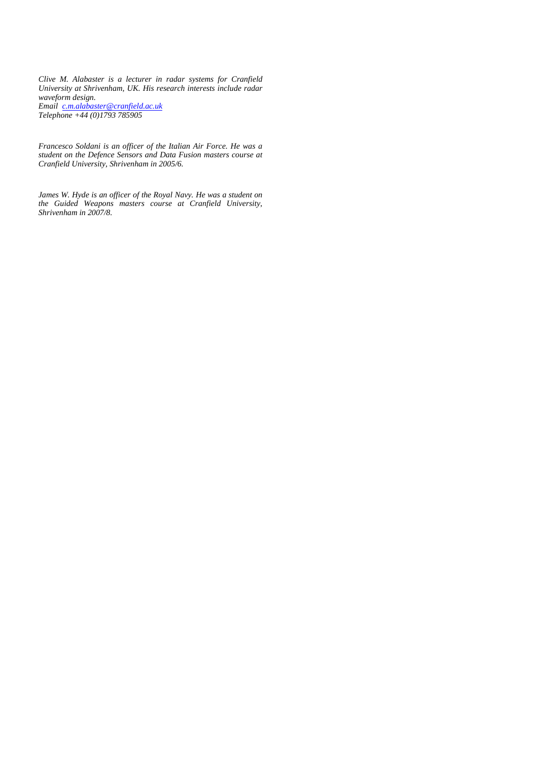*Clive M. Alabaster is a lecturer in radar systems for Cranfield University at Shrivenham, UK. His research interests include radar waveform design.*
*Email [c.m.alabaster@cranfield.ac.uk](mailto:c.m.alabaster@cranfield.ac.uk)*
*Telephone +44 (0)1793 785905*

*Francesco Soldani is an officer of the Italian Air Force. He was a student on the Defence Sensors and Data Fusion masters course at Cranfield University, Shrivenham in 2005/6.*

*James W. Hyde is an officer of the Royal Navy. He was a student on the Guided Weapons masters course at Cranfield University, Shrivenham in 2007/8.*